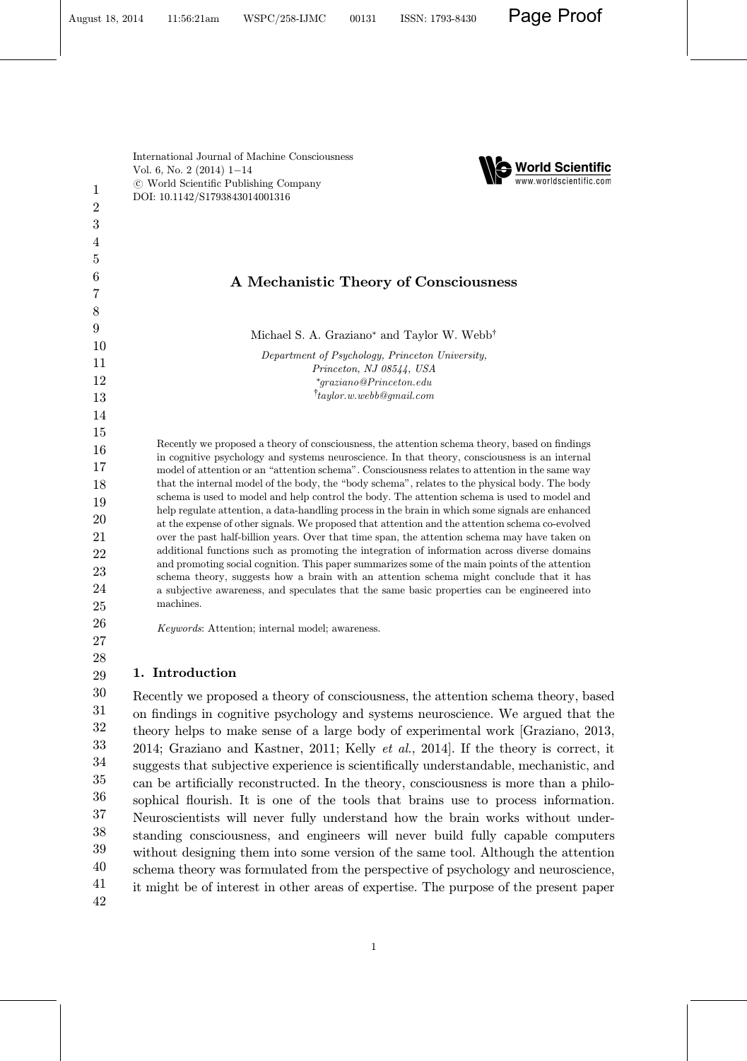International Journal of Machine Consciousness
Vol. 6, No. 2 (2014) 1–14
© World Scientific Publishing Company
DOI: 10.1142/S1793843014001316

# A Mechanistic Theory of Consciousness

Michael S. A. Graziano* and Taylor W. Webb†

*Department of Psychology, Princeton University,*
*Princeton, NJ 08544, USA*
*graziano@Princeton.edu
†taylor.w.webb@gmail.com

Recently we proposed a theory of consciousness, the attention schema theory, based on findings in cognitive psychology and systems neuroscience. In that theory, consciousness is an internal model of attention or an "attention schema". Consciousness relates to attention in the same way that the internal model of the body, the "body schema", relates to the physical body. The body schema is used to model and help control the body. The attention schema is used to model and help regulate attention, a data-handling process in the brain in which some signals are enhanced at the expense of other signals. We proposed that attention and the attention schema co-evolved over the past half-billion years. Over that time span, the attention schema may have taken on additional functions such as promoting the integration of information across diverse domains and promoting social cognition. This paper summarizes some of the main points of the attention schema theory, suggests how a brain with an attention schema might conclude that it has a subjective awareness, and speculates that the same basic properties can be engineered into machines.

*Keywords*: Attention; internal model; awareness.

## 1. Introduction

Recently we proposed a theory of consciousness, the attention schema theory, based on findings in cognitive psychology and systems neuroscience. We argued that the theory helps to make sense of a large body of experimental work [Graziano, 2013, 2014; Graziano and Kastner, 2011; Kelly *et al.*, 2014]. If the theory is correct, it suggests that subjective experience is scientifically understandable, mechanistic, and can be artificially reconstructed. In the theory, consciousness is more than a philosophical flourish. It is one of the tools that brains use to process information. Neuroscientists will never fully understand how the brain works without understanding consciousness, and engineers will never build fully capable computers without designing them into some version of the same tool. Although the attention schema theory was formulated from the perspective of psychology and neuroscience, it might be of interest in other areas of expertise. The purpose of the present paper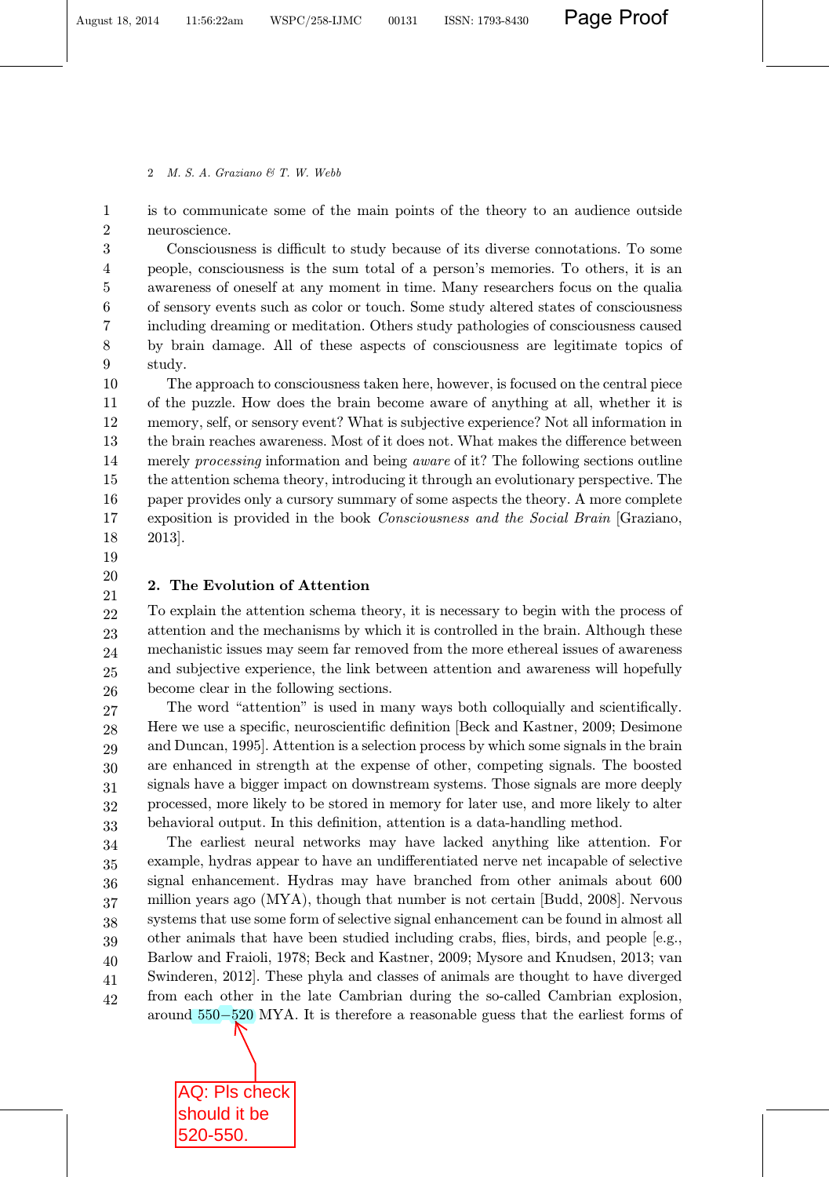is to communicate some of the main points of the theory to an audience outside neuroscience.

Consciousness is difficult to study because of its diverse connotations. To some people, consciousness is the sum total of a person's memories. To others, it is an awareness of oneself at any moment in time. Many researchers focus on the qualia of sensory events such as color or touch. Some study altered states of consciousness including dreaming or meditation. Others study pathologies of consciousness caused by brain damage. All of these aspects of consciousness are legitimate topics of study.

The approach to consciousness taken here, however, is focused on the central piece of the puzzle. How does the brain become aware of anything at all, whether it is memory, self, or sensory event? What is subjective experience? Not all information in the brain reaches awareness. Most of it does not. What makes the difference between merely *processing* information and being *aware* of it? The following sections outline the attention schema theory, introducing it through an evolutionary perspective. The paper provides only a cursory summary of some aspects the theory. A more complete exposition is provided in the book *Consciousness and the Social Brain* [Graziano, 2013].

## 2. The Evolution of Attention

To explain the attention schema theory, it is necessary to begin with the process of attention and the mechanisms by which it is controlled in the brain. Although these mechanistic issues may seem far removed from the more ethereal issues of awareness and subjective experience, the link between attention and awareness will hopefully become clear in the following sections.

The word "attention" is used in many ways both colloquially and scientifically. Here we use a specific, neuroscientific definition [Beck and Kastner, 2009; Desimone and Duncan, 1995]. Attention is a selection process by which some signals in the brain are enhanced in strength at the expense of other, competing signals. The boosted signals have a bigger impact on downstream systems. Those signals are more deeply processed, more likely to be stored in memory for later use, and more likely to alter behavioral output. In this definition, attention is a data-handling method.

The earliest neural networks may have lacked anything like attention. For example, hydras appear to have an undifferentiated nerve net incapable of selective signal enhancement. Hydras may have branched from other animals about 600 million years ago (MYA), though that number is not certain [Budd, 2008]. Nervous systems that use some form of selective signal enhancement can be found in almost all other animals that have been studied including crabs, flies, birds, and people [e.g., Barlow and Fraioli, 1978; Beck and Kastner, 2009; Mysore and Knudsen, 2013; van Swinderen, 2012]. These phyla and classes of animals are thought to have diverged from each other in the late Cambrian during the so-called Cambrian explosion, around 550–520 MYA. It is therefore a reasonable guess that the earliest forms of

AQ: Pls check should it be 520-550.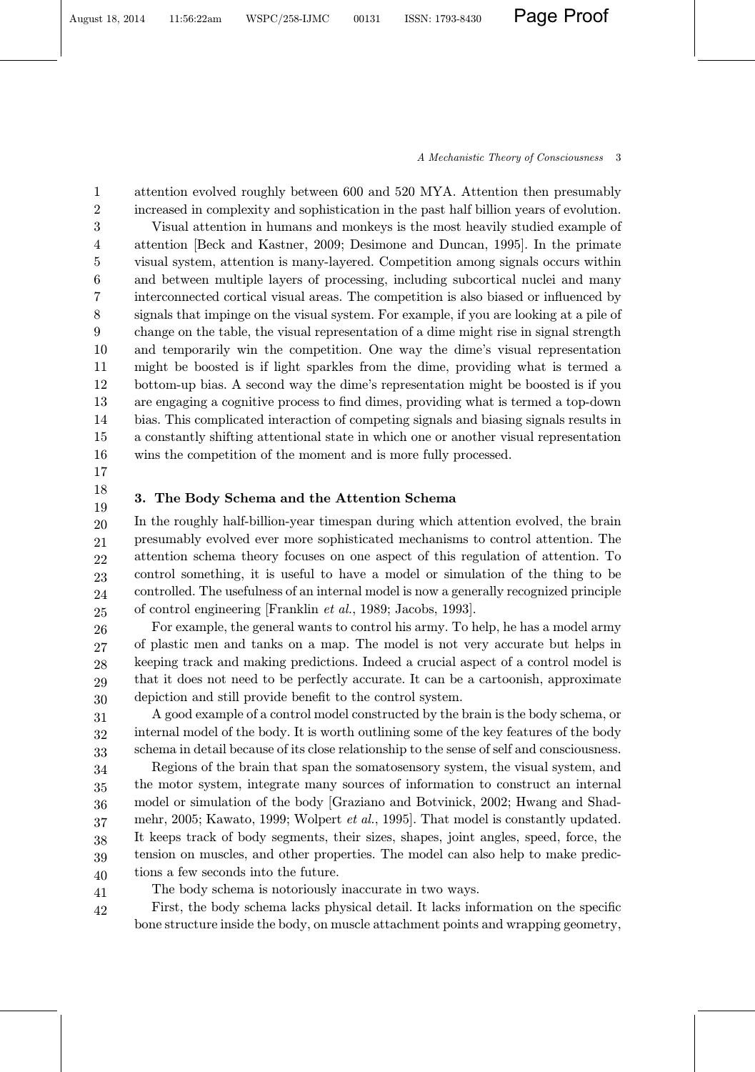attention evolved roughly between 600 and 520 MYA. Attention then presumably increased in complexity and sophistication in the past half billion years of evolution.

Visual attention in humans and monkeys is the most heavily studied example of attention [Beck and Kastner, 2009; Desimone and Duncan, 1995]. In the primate visual system, attention is many-layered. Competition among signals occurs within and between multiple layers of processing, including subcortical nuclei and many interconnected cortical visual areas. The competition is also biased or influenced by signals that impinge on the visual system. For example, if you are looking at a pile of change on the table, the visual representation of a dime might rise in signal strength and temporarily win the competition. One way the dime's visual representation might be boosted is if light sparkles from the dime, providing what is termed a bottom-up bias. A second way the dime's representation might be boosted is if you are engaging a cognitive process to find dimes, providing what is termed a top-down bias. This complicated interaction of competing signals and biasing signals results in a constantly shifting attentional state in which one or another visual representation wins the competition of the moment and is more fully processed.

## 3. The Body Schema and the Attention Schema

In the roughly half-billion-year timespan during which attention evolved, the brain presumably evolved ever more sophisticated mechanisms to control attention. The attention schema theory focuses on one aspect of this regulation of attention. To control something, it is useful to have a model or simulation of the thing to be controlled. The usefulness of an internal model is now a generally recognized principle of control engineering [Franklin *et al.*, 1989; Jacobs, 1993].

For example, the general wants to control his army. To help, he has a model army of plastic men and tanks on a map. The model is not very accurate but helps in keeping track and making predictions. Indeed a crucial aspect of a control model is that it does not need to be perfectly accurate. It can be a cartoonish, approximate depiction and still provide benefit to the control system.

A good example of a control model constructed by the brain is the body schema, or internal model of the body. It is worth outlining some of the key features of the body schema in detail because of its close relationship to the sense of self and consciousness.

Regions of the brain that span the somatosensory system, the visual system, and the motor system, integrate many sources of information to construct an internal model or simulation of the body [Graziano and Botvinick, 2002; Hwang and Shadmehr, 2005; Kawato, 1999; Wolpert *et al.*, 1995]. That model is constantly updated. It keeps track of body segments, their sizes, shapes, joint angles, speed, force, the tension on muscles, and other properties. The model can also help to make predictions a few seconds into the future.

The body schema is notoriously inaccurate in two ways.

First, the body schema lacks physical detail. It lacks information on the specific bone structure inside the body, on muscle attachment points and wrapping geometry,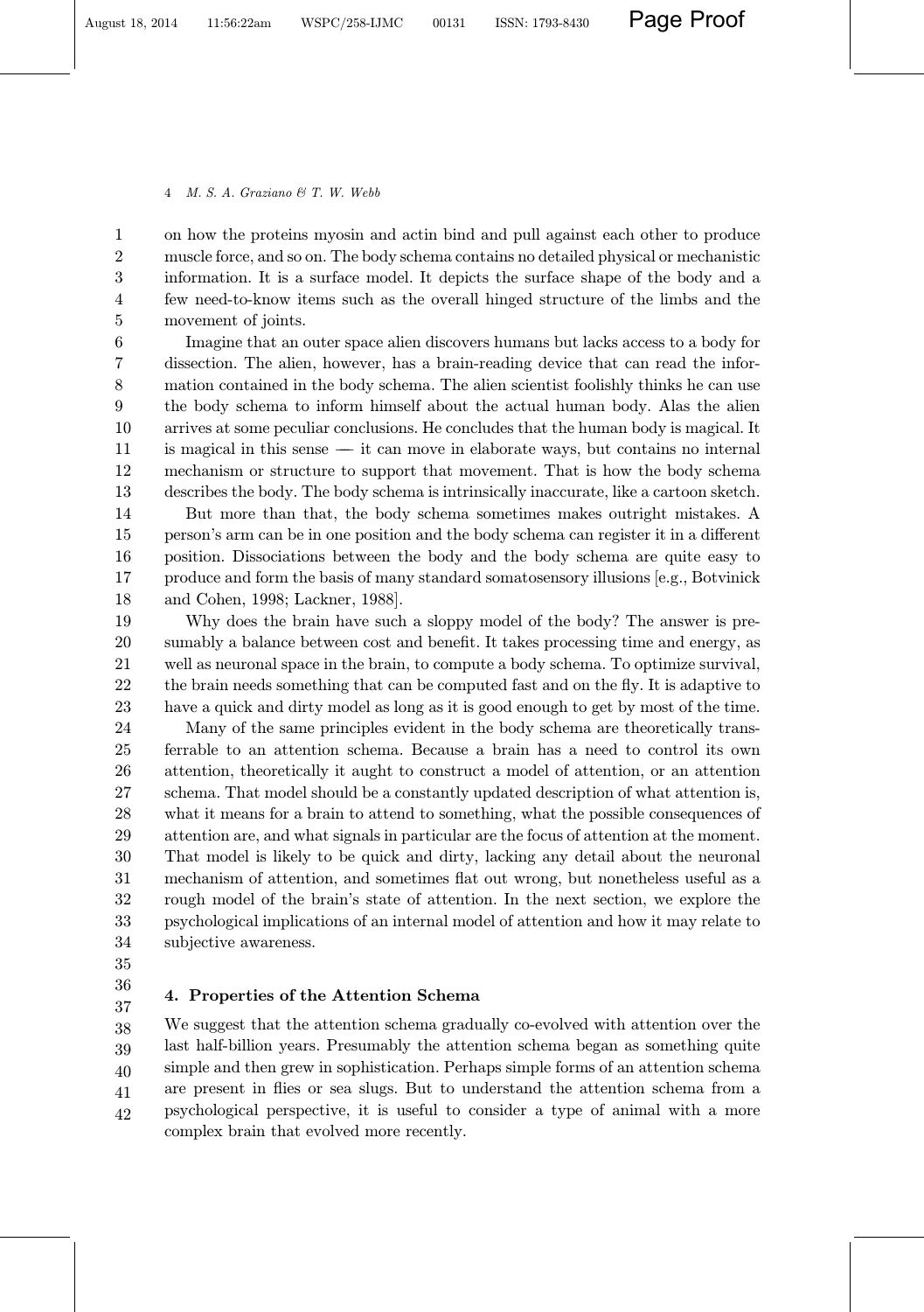on how the proteins myosin and actin bind and pull against each other to produce muscle force, and so on. The body schema contains no detailed physical or mechanistic information. It is a surface model. It depicts the surface shape of the body and a few need-to-know items such as the overall hinged structure of the limbs and the movement of joints.

Imagine that an outer space alien discovers humans but lacks access to a body for dissection. The alien, however, has a brain-reading device that can read the information contained in the body schema. The alien scientist foolishly thinks he can use the body schema to inform himself about the actual human body. Alas the alien arrives at some peculiar conclusions. He concludes that the human body is magical. It is magical in this sense — it can move in elaborate ways, but contains no internal mechanism or structure to support that movement. That is how the body schema describes the body. The body schema is intrinsically inaccurate, like a cartoon sketch.

But more than that, the body schema sometimes makes outright mistakes. A person's arm can be in one position and the body schema can register it in a different position. Dissociations between the body and the body schema are quite easy to produce and form the basis of many standard somatosensory illusions [e.g., Botvinick and Cohen, 1998; Lackner, 1988].

Why does the brain have such a sloppy model of the body? The answer is presumably a balance between cost and benefit. It takes processing time and energy, as well as neuronal space in the brain, to compute a body schema. To optimize survival, the brain needs something that can be computed fast and on the fly. It is adaptive to have a quick and dirty model as long as it is good enough to get by most of the time.

Many of the same principles evident in the body schema are theoretically transferrable to an attention schema. Because a brain has a need to control its own attention, theoretically it aught to construct a model of attention, or an attention schema. That model should be a constantly updated description of what attention is, what it means for a brain to attend to something, what the possible consequences of attention are, and what signals in particular are the focus of attention at the moment. That model is likely to be quick and dirty, lacking any detail about the neuronal mechanism of attention, and sometimes flat out wrong, but nonetheless useful as a rough model of the brain's state of attention. In the next section, we explore the psychological implications of an internal model of attention and how it may relate to subjective awareness.

## 4. Properties of the Attention Schema

We suggest that the attention schema gradually co-evolved with attention over the last half-billion years. Presumably the attention schema began as something quite simple and then grew in sophistication. Perhaps simple forms of an attention schema are present in flies or sea slugs. But to understand the attention schema from a psychological perspective, it is useful to consider a type of animal with a more complex brain that evolved more recently.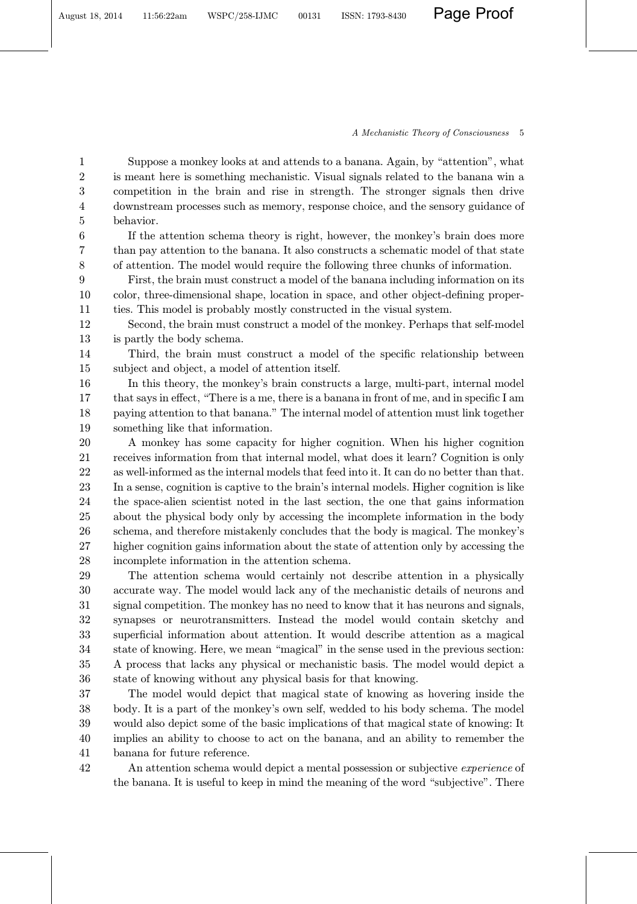Suppose a monkey looks at and attends to a banana. Again, by "attention", what is meant here is something mechanistic. Visual signals related to the banana win a competition in the brain and rise in strength. The stronger signals then drive downstream processes such as memory, response choice, and the sensory guidance of behavior.

If the attention schema theory is right, however, the monkey's brain does more than pay attention to the banana. It also constructs a schematic model of that state of attention. The model would require the following three chunks of information.

First, the brain must construct a model of the banana including information on its color, three-dimensional shape, location in space, and other object-defining properties. This model is probably mostly constructed in the visual system.

Second, the brain must construct a model of the monkey. Perhaps that self-model is partly the body schema.

Third, the brain must construct a model of the specific relationship between subject and object, a model of attention itself.

In this theory, the monkey's brain constructs a large, multi-part, internal model that says in effect, "There is a me, there is a banana in front of me, and in specific I am paying attention to that banana." The internal model of attention must link together something like that information.

A monkey has some capacity for higher cognition. When his higher cognition receives information from that internal model, what does it learn? Cognition is only as well-informed as the internal models that feed into it. It can do no better than that. In a sense, cognition is captive to the brain's internal models. Higher cognition is like the space-alien scientist noted in the last section, the one that gains information about the physical body only by accessing the incomplete information in the body schema, and therefore mistakenly concludes that the body is magical. The monkey's higher cognition gains information about the state of attention only by accessing the incomplete information in the attention schema.

The attention schema would certainly not describe attention in a physically accurate way. The model would lack any of the mechanistic details of neurons and signal competition. The monkey has no need to know that it has neurons and signals, synapses or neurotransmitters. Instead the model would contain sketchy and superficial information about attention. It would describe attention as a magical state of knowing. Here, we mean "magical" in the sense used in the previous section: A process that lacks any physical or mechanistic basis. The model would depict a state of knowing without any physical basis for that knowing.

The model would depict that magical state of knowing as hovering inside the body. It is a part of the monkey's own self, wedded to his body schema. The model would also depict some of the basic implications of that magical state of knowing: It implies an ability to choose to act on the banana, and an ability to remember the banana for future reference.

An attention schema would depict a mental possession or subjective *experience* of the banana. It is useful to keep in mind the meaning of the word "subjective". There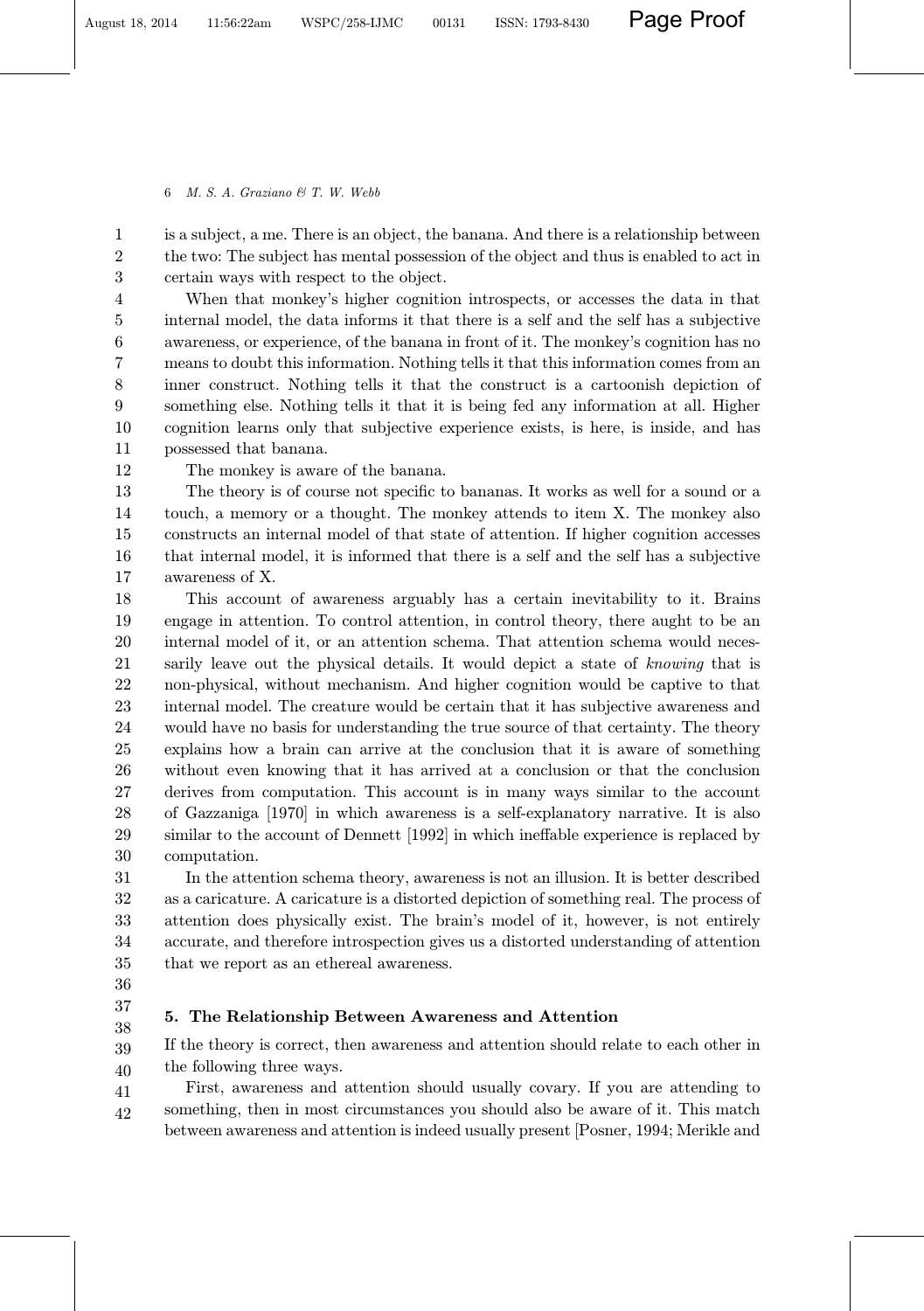is a subject, a me. There is an object, the banana. And there is a relationship between the two: The subject has mental possession of the object and thus is enabled to act in certain ways with respect to the object.

When that monkey's higher cognition introspects, or accesses the data in that internal model, the data informs it that there is a self and the self has a subjective awareness, or experience, of the banana in front of it. The monkey's cognition has no means to doubt this information. Nothing tells it that this information comes from an inner construct. Nothing tells it that the construct is a cartoonish depiction of something else. Nothing tells it that it is being fed any information at all. Higher cognition learns only that subjective experience exists, is here, is inside, and has possessed that banana.

The monkey is aware of the banana.

The theory is of course not specific to bananas. It works as well for a sound or a touch, a memory or a thought. The monkey attends to item X. The monkey also constructs an internal model of that state of attention. If higher cognition accesses that internal model, it is informed that there is a self and the self has a subjective awareness of X.

This account of awareness arguably has a certain inevitability to it. Brains engage in attention. To control attention, in control theory, there aught to be an internal model of it, or an attention schema. That attention schema would necessarily leave out the physical details. It would depict a state of *knowing* that is non-physical, without mechanism. And higher cognition would be captive to that internal model. The creature would be certain that it has subjective awareness and would have no basis for understanding the true source of that certainty. The theory explains how a brain can arrive at the conclusion that it is aware of something without even knowing that it has arrived at a conclusion or that the conclusion derives from computation. This account is in many ways similar to the account of Gazzaniga [1970] in which awareness is a self-explanatory narrative. It is also similar to the account of Dennett [1992] in which ineffable experience is replaced by computation.

In the attention schema theory, awareness is not an illusion. It is better described as a caricature. A caricature is a distorted depiction of something real. The process of attention does physically exist. The brain's model of it, however, is not entirely accurate, and therefore introspection gives us a distorted understanding of attention that we report as an ethereal awareness.

## 5. The Relationship Between Awareness and Attention

If the theory is correct, then awareness and attention should relate to each other in the following three ways.

First, awareness and attention should usually covary. If you are attending to something, then in most circumstances you should also be aware of it. This match between awareness and attention is indeed usually present [Posner, 1994; Merikle and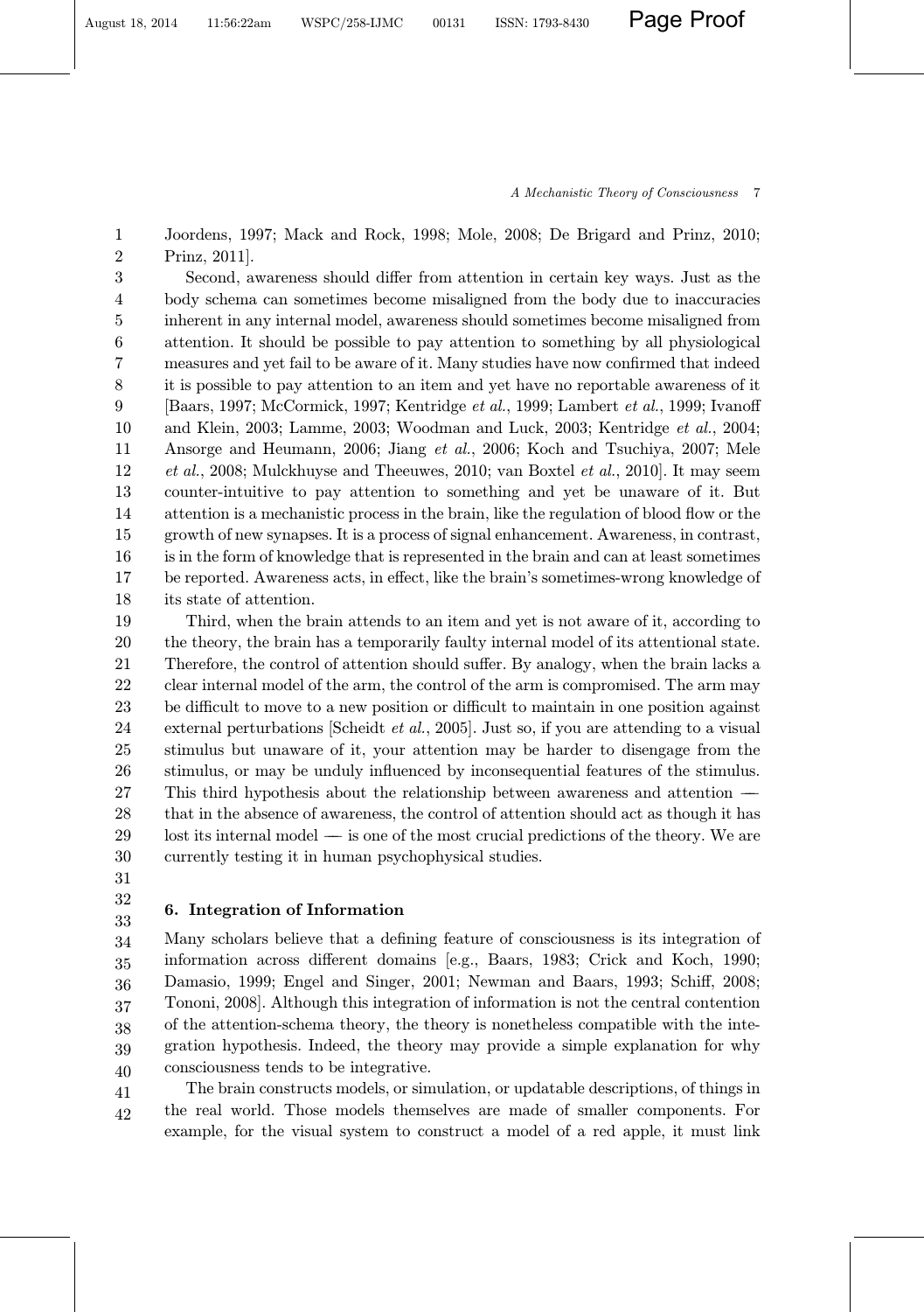Joordens, 1997; Mack and Rock, 1998; Mole, 2008; De Brigard and Prinz, 2010; Prinz, 2011].

Second, awareness should differ from attention in certain key ways. Just as the body schema can sometimes become misaligned from the body due to inaccuracies inherent in any internal model, awareness should sometimes become misaligned from attention. It should be possible to pay attention to something by all physiological measures and yet fail to be aware of it. Many studies have now confirmed that indeed it is possible to pay attention to an item and yet have no reportable awareness of it [Baars, 1997; McCormick, 1997; Kentridge *et al.*, 1999; Lambert *et al.*, 1999; Ivanoff and Klein, 2003; Lamme, 2003; Woodman and Luck, 2003; Kentridge *et al.*, 2004; Ansorge and Heumann, 2006; Jiang *et al.*, 2006; Koch and Tsuchiya, 2007; Mele *et al.*, 2008; Mulckhuyse and Theeuwes, 2010; van Boxtel *et al.*, 2010]. It may seem counter-intuitive to pay attention to something and yet be unaware of it. But attention is a mechanistic process in the brain, like the regulation of blood flow or the growth of new synapses. It is a process of signal enhancement. Awareness, in contrast, is in the form of knowledge that is represented in the brain and can at least sometimes be reported. Awareness acts, in effect, like the brain's sometimes-wrong knowledge of its state of attention.

Third, when the brain attends to an item and yet is not aware of it, according to the theory, the brain has a temporarily faulty internal model of its attentional state. Therefore, the control of attention should suffer. By analogy, when the brain lacks a clear internal model of the arm, the control of the arm is compromised. The arm may be difficult to move to a new position or difficult to maintain in one position against external perturbations [Scheidt *et al.*, 2005]. Just so, if you are attending to a visual stimulus but unaware of it, your attention may be harder to disengage from the stimulus, or may be unduly influenced by inconsequential features of the stimulus. This third hypothesis about the relationship between awareness and attention — that in the absence of awareness, the control of attention should act as though it has lost its internal model — is one of the most crucial predictions of the theory. We are currently testing it in human psychophysical studies.

## 6. Integration of Information

Many scholars believe that a defining feature of consciousness is its integration of information across different domains [e.g., Baars, 1983; Crick and Koch, 1990; Damasio, 1999; Engel and Singer, 2001; Newman and Baars, 1993; Schiff, 2008; Tononi, 2008]. Although this integration of information is not the central contention of the attention-schema theory, the theory is nonetheless compatible with the integration hypothesis. Indeed, the theory may provide a simple explanation for why consciousness tends to be integrative.

The brain constructs models, or simulation, or updatable descriptions, of things in the real world. Those models themselves are made of smaller components. For example, for the visual system to construct a model of a red apple, it must link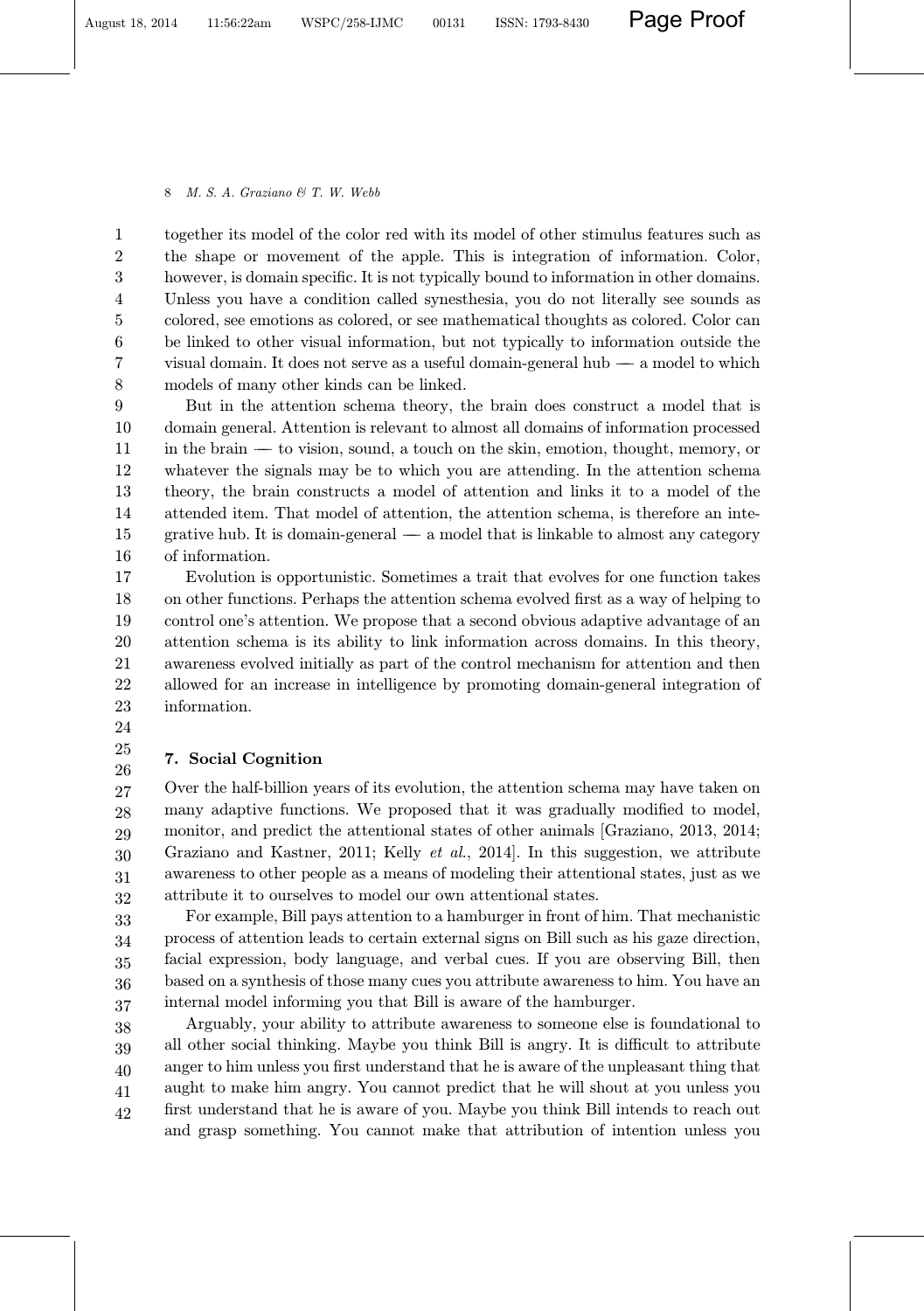together its model of the color red with its model of other stimulus features such as the shape or movement of the apple. This is integration of information. Color, however, is domain specific. It is not typically bound to information in other domains. Unless you have a condition called synesthesia, you do not literally see sounds as colored, see emotions as colored, or see mathematical thoughts as colored. Color can be linked to other visual information, but not typically to information outside the visual domain. It does not serve as a useful domain-general hub — a model to which models of many other kinds can be linked.

But in the attention schema theory, the brain does construct a model that is domain general. Attention is relevant to almost all domains of information processed in the brain — to vision, sound, a touch on the skin, emotion, thought, memory, or whatever the signals may be to which you are attending. In the attention schema theory, the brain constructs a model of attention and links it to a model of the attended item. That model of attention, the attention schema, is therefore an integrative hub. It is domain-general — a model that is linkable to almost any category of information.

Evolution is opportunistic. Sometimes a trait that evolves for one function takes on other functions. Perhaps the attention schema evolved first as a way of helping to control one's attention. We propose that a second obvious adaptive advantage of an attention schema is its ability to link information across domains. In this theory, awareness evolved initially as part of the control mechanism for attention and then allowed for an increase in intelligence by promoting domain-general integration of information.

## 7. Social Cognition

Over the half-billion years of its evolution, the attention schema may have taken on many adaptive functions. We proposed that it was gradually modified to model, monitor, and predict the attentional states of other animals [Graziano, 2013, 2014; Graziano and Kastner, 2011; Kelly *et al.*, 2014]. In this suggestion, we attribute awareness to other people as a means of modeling their attentional states, just as we attribute it to ourselves to model our own attentional states.

For example, Bill pays attention to a hamburger in front of him. That mechanistic process of attention leads to certain external signs on Bill such as his gaze direction, facial expression, body language, and verbal cues. If you are observing Bill, then based on a synthesis of those many cues you attribute awareness to him. You have an internal model informing you that Bill is aware of the hamburger.

Arguably, your ability to attribute awareness to someone else is foundational to all other social thinking. Maybe you think Bill is angry. It is difficult to attribute anger to him unless you first understand that he is aware of the unpleasant thing that aught to make him angry. You cannot predict that he will shout at you unless you first understand that he is aware of you. Maybe you think Bill intends to reach out and grasp something. You cannot make that attribution of intention unless you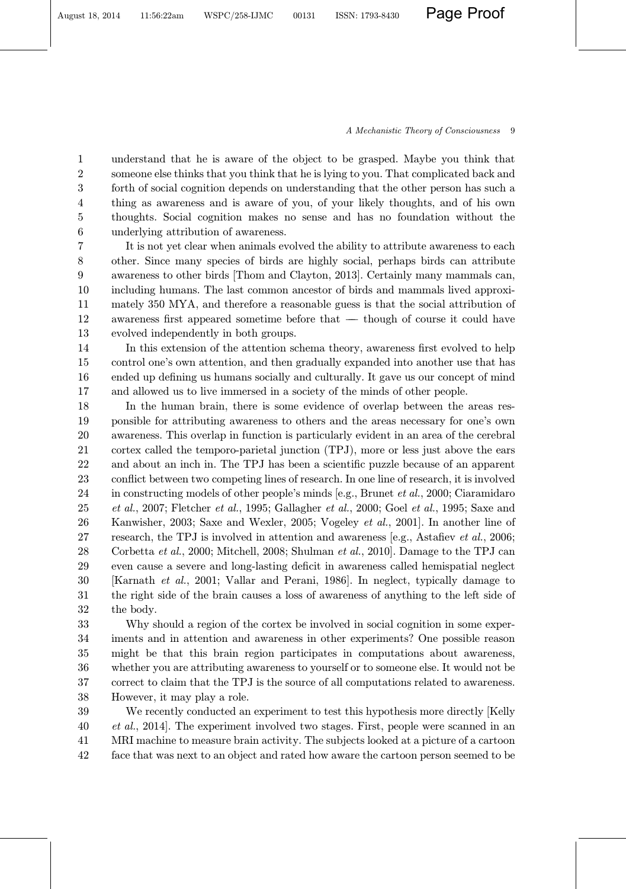understand that he is aware of the object to be grasped. Maybe you think that someone else thinks that you think that he is lying to you. That complicated back and forth of social cognition depends on understanding that the other person has such a thing as awareness and is aware of you, of your likely thoughts, and of his own thoughts. Social cognition makes no sense and has no foundation without the underlying attribution of awareness.

It is not yet clear when animals evolved the ability to attribute awareness to each other. Since many species of birds are highly social, perhaps birds can attribute awareness to other birds [Thom and Clayton, 2013]. Certainly many mammals can, including humans. The last common ancestor of birds and mammals lived approximately 350 MYA, and therefore a reasonable guess is that the social attribution of awareness first appeared sometime before that — though of course it could have evolved independently in both groups.

In this extension of the attention schema theory, awareness first evolved to help control one's own attention, and then gradually expanded into another use that has ended up defining us humans socially and culturally. It gave us our concept of mind and allowed us to live immersed in a society of the minds of other people.

In the human brain, there is some evidence of overlap between the areas responsible for attributing awareness to others and the areas necessary for one's own awareness. This overlap in function is particularly evident in an area of the cerebral cortex called the temporo-parietal junction (TPJ), more or less just above the ears and about an inch in. The TPJ has been a scientific puzzle because of an apparent conflict between two competing lines of research. In one line of research, it is involved in constructing models of other people's minds [e.g., Brunet *et al.*, 2000; Ciaramidaro *et al.*, 2007; Fletcher *et al.*, 1995; Gallagher *et al.*, 2000; Goel *et al.*, 1995; Saxe and Kanwisher, 2003; Saxe and Wexler, 2005; Vogeley *et al.*, 2001]. In another line of research, the TPJ is involved in attention and awareness [e.g., Astafiev *et al.*, 2006; Corbetta *et al.*, 2000; Mitchell, 2008; Shulman *et al.*, 2010]. Damage to the TPJ can even cause a severe and long-lasting deficit in awareness called hemispatial neglect [Karnath *et al.*, 2001; Vallar and Perani, 1986]. In neglect, typically damage to the right side of the brain causes a loss of awareness of anything to the left side of the body.

Why should a region of the cortex be involved in social cognition in some experiments and in attention and awareness in other experiments? One possible reason might be that this brain region participates in computations about awareness, whether you are attributing awareness to yourself or to someone else. It would not be correct to claim that the TPJ is the source of all computations related to awareness. However, it may play a role.

We recently conducted an experiment to test this hypothesis more directly [Kelly *et al.*, 2014]. The experiment involved two stages. First, people were scanned in an MRI machine to measure brain activity. The subjects looked at a picture of a cartoon face that was next to an object and rated how aware the cartoon person seemed to be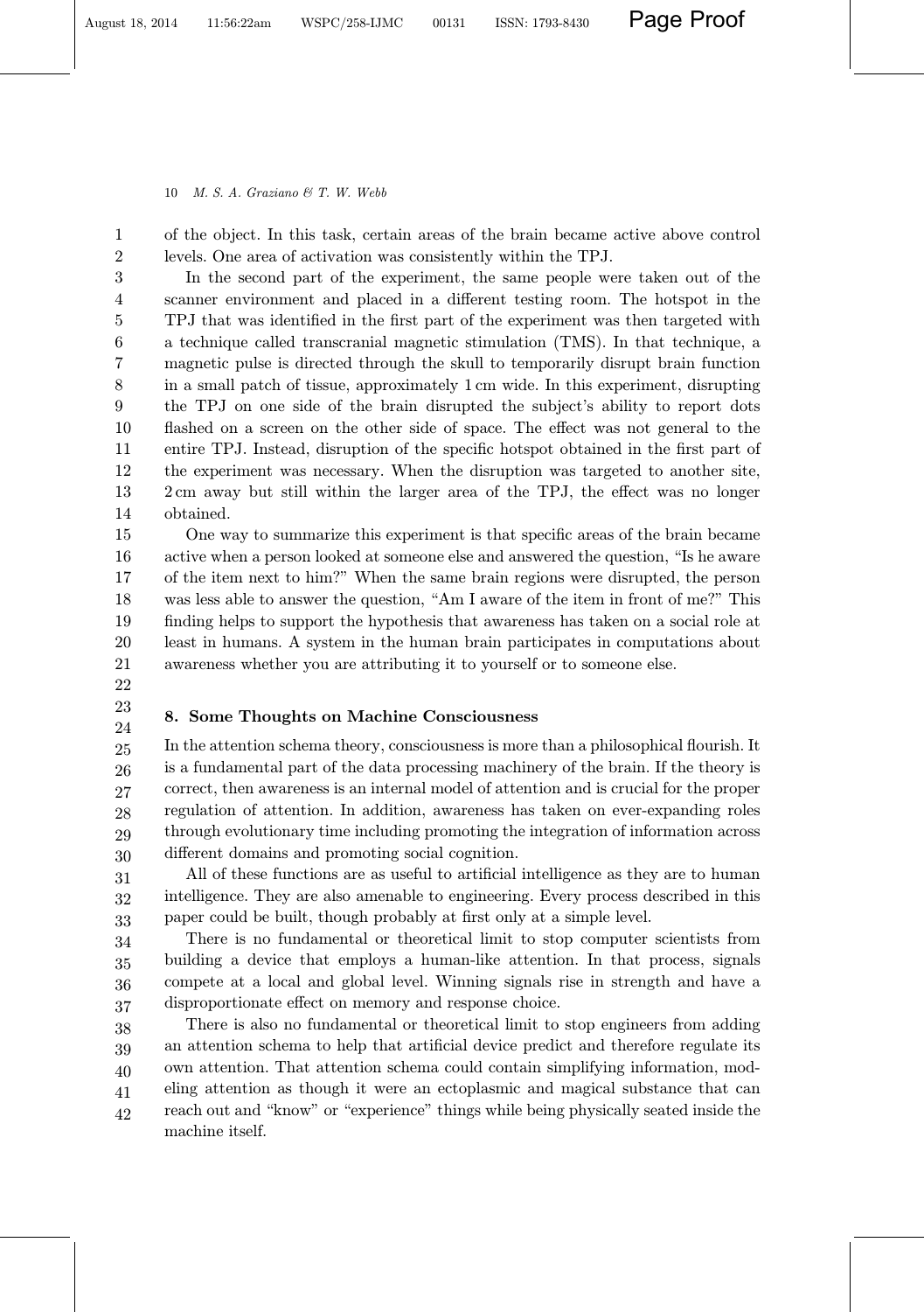of the object. In this task, certain areas of the brain became active above control levels. One area of activation was consistently within the TPJ.

In the second part of the experiment, the same people were taken out of the scanner environment and placed in a different testing room. The hotspot in the TPJ that was identified in the first part of the experiment was then targeted with a technique called transcranial magnetic stimulation (TMS). In that technique, a magnetic pulse is directed through the skull to temporarily disrupt brain function in a small patch of tissue, approximately 1 cm wide. In this experiment, disrupting the TPJ on one side of the brain disrupted the subject's ability to report dots flashed on a screen on the other side of space. The effect was not general to the entire TPJ. Instead, disruption of the specific hotspot obtained in the first part of the experiment was necessary. When the disruption was targeted to another site, 2 cm away but still within the larger area of the TPJ, the effect was no longer obtained.

One way to summarize this experiment is that specific areas of the brain became active when a person looked at someone else and answered the question, "Is he aware of the item next to him?" When the same brain regions were disrupted, the person was less able to answer the question, "Am I aware of the item in front of me?" This finding helps to support the hypothesis that awareness has taken on a social role at least in humans. A system in the human brain participates in computations about awareness whether you are attributing it to yourself or to someone else.

## 8. Some Thoughts on Machine Consciousness

In the attention schema theory, consciousness is more than a philosophical flourish. It is a fundamental part of the data processing machinery of the brain. If the theory is correct, then awareness is an internal model of attention and is crucial for the proper regulation of attention. In addition, awareness has taken on ever-expanding roles through evolutionary time including promoting the integration of information across different domains and promoting social cognition.

All of these functions are as useful to artificial intelligence as they are to human intelligence. They are also amenable to engineering. Every process described in this paper could be built, though probably at first only at a simple level.

There is no fundamental or theoretical limit to stop computer scientists from building a device that employs a human-like attention. In that process, signals compete at a local and global level. Winning signals rise in strength and have a disproportionate effect on memory and response choice.

There is also no fundamental or theoretical limit to stop engineers from adding an attention schema to help that artificial device predict and therefore regulate its own attention. That attention schema could contain simplifying information, modeling attention as though it were an ectoplasmic and magical substance that can reach out and "know" or "experience" things while being physically seated inside the machine itself.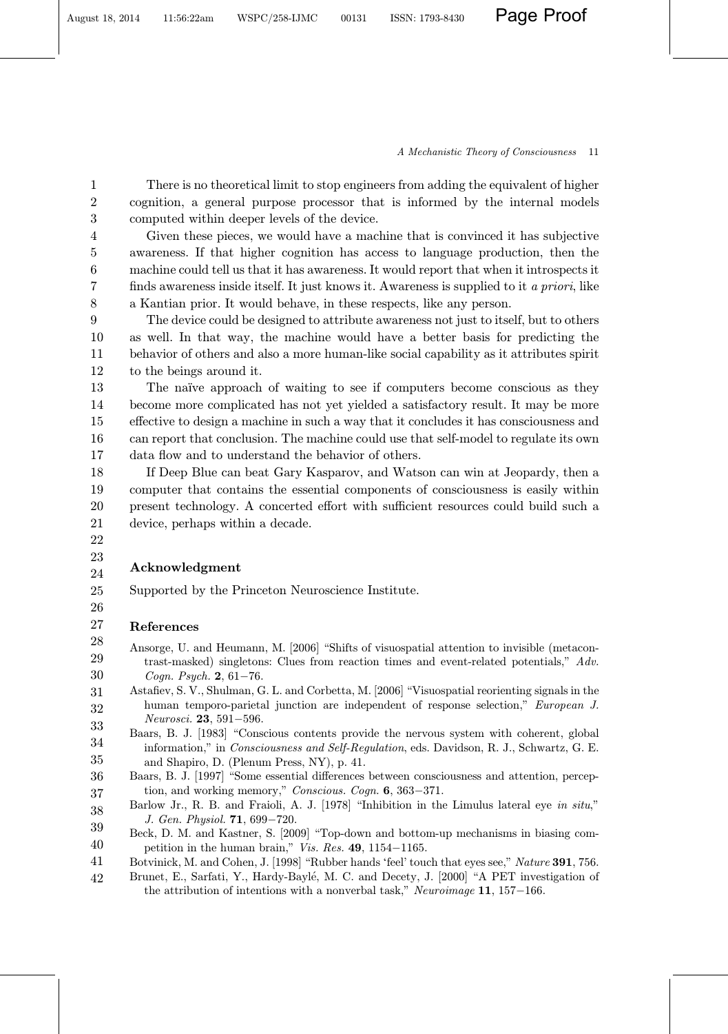There is no theoretical limit to stop engineers from adding the equivalent of higher cognition, a general purpose processor that is informed by the internal models computed within deeper levels of the device.

Given these pieces, we would have a machine that is convinced it has subjective awareness. If that higher cognition has access to language production, then the machine could tell us that it has awareness. It would report that when it introspects it finds awareness inside itself. It just knows it. Awareness is supplied to it *a priori*, like a Kantian prior. It would behave, in these respects, like any person.

The device could be designed to attribute awareness not just to itself, but to others as well. In that way, the machine would have a better basis for predicting the behavior of others and also a more human-like social capability as it attributes spirit to the beings around it.

The naïve approach of waiting to see if computers become conscious as they become more complicated has not yet yielded a satisfactory result. It may be more effective to design a machine in such a way that it concludes it has consciousness and can report that conclusion. The machine could use that self-model to regulate its own data flow and to understand the behavior of others.

If Deep Blue can beat Gary Kasparov, and Watson can win at Jeopardy, then a computer that contains the essential components of consciousness is easily within present technology. A concerted effort with sufficient resources could build such a device, perhaps within a decade.

## Acknowledgment

Supported by the Princeton Neuroscience Institute.

## References

Ansorge, U. and Heumann, M. [2006] "Shifts of visuospatial attention to invisible (metacontrast-masked) singletons: Clues from reaction times and event-related potentials," *Adv. Cogn. Psych.* **2**, 61–76.

Astafiev, S. V., Shulman, G. L. and Corbetta, M. [2006] "Visuospatial reorienting signals in the human temporo-parietal junction are independent of response selection," *European J. Neurosci.* **23**, 591–596.

Baars, B. J. [1983] "Conscious contents provide the nervous system with coherent, global information," in *Consciousness and Self-Regulation*, eds. Davidson, R. J., Schwartz, G. E. and Shapiro, D. (Plenum Press, NY), p. 41.

Baars, B. J. [1997] "Some essential differences between consciousness and attention, perception, and working memory," *Conscious. Cogn.* **6**, 363–371.

Barlow Jr., R. B. and Fraioli, A. J. [1978] "Inhibition in the Limulus lateral eye *in situ*," *J. Gen. Physiol.* **71**, 699–720.

Beck, D. M. and Kastner, S. [2009] "Top-down and bottom-up mechanisms in biasing competition in the human brain," *Vis. Res.* **49**, 1154–1165.

Botvinick, M. and Cohen, J. [1998] "Rubber hands 'feel' touch that eyes see," *Nature* **391**, 756.

Brunet, E., Sarfati, Y., Hardy-Baylé, M. C. and Decety, J. [2000] "A PET investigation of the attribution of intentions with a nonverbal task," *Neuroimage* **11**, 157–166.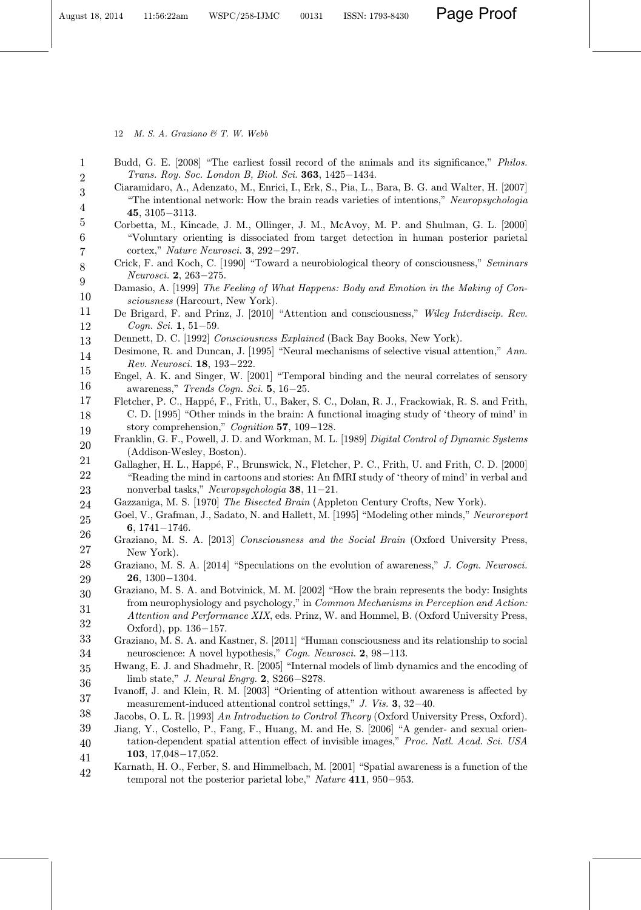Budd, G. E. [2008] "The earliest fossil record of the animals and its significance," *Philos. Trans. Roy. Soc. London B, Biol. Sci.* **363**, 1425–1434.

Ciaramidaro, A., Adenzato, M., Enrici, I., Erk, S., Pia, L., Bara, B. G. and Walter, H. [2007] "The intentional network: How the brain reads varieties of intentions," *Neuropsychologia* **45**, 3105–3113.

Corbetta, M., Kincade, J. M., Ollinger, J. M., McAvoy, M. P. and Shulman, G. L. [2000] "Voluntary orienting is dissociated from target detection in human posterior parietal cortex," *Nature Neurosci.* **3**, 292–297.

Crick, F. and Koch, C. [1990] "Toward a neurobiological theory of consciousness," *Seminars Neurosci.* **2**, 263–275.

Damasio, A. [1999] *The Feeling of What Happens: Body and Emotion in the Making of Consciousness* (Harcourt, New York).

De Brigard, F. and Prinz, J. [2010] "Attention and consciousness," *Wiley Interdiscip. Rev. Cogn. Sci.* **1**, 51–59.

Dennett, D. C. [1992] *Consciousness Explained* (Back Bay Books, New York).

Desimone, R. and Duncan, J. [1995] "Neural mechanisms of selective visual attention," *Ann. Rev. Neurosci.* **18**, 193–222.

Engel, A. K. and Singer, W. [2001] "Temporal binding and the neural correlates of sensory awareness," *Trends Cogn. Sci.* **5**, 16–25.

Fletcher, P. C., Happé, F., Frith, U., Baker, S. C., Dolan, R. J., Frackowiak, R. S. and Frith, C. D. [1995] "Other minds in the brain: A functional imaging study of 'theory of mind' in story comprehension," *Cognition* **57**, 109–128.

Franklin, G. F., Powell, J. D. and Workman, M. L. [1989] *Digital Control of Dynamic Systems* (Addison-Wesley, Boston).

Gallagher, H. L., Happé, F., Brunswick, N., Fletcher, P. C., Frith, U. and Frith, C. D. [2000] "Reading the mind in cartoons and stories: An fMRI study of 'theory of mind' in verbal and nonverbal tasks," *Neuropsychologia* **38**, 11–21.

Gazzaniga, M. S. [1970] *The Bisected Brain* (Appleton Century Crofts, New York).

Goel, V., Grafman, J., Sadato, N. and Hallett, M. [1995] "Modeling other minds," *Neuroreport* **6**, 1741–1746.

Graziano, M. S. A. [2013] *Consciousness and the Social Brain* (Oxford University Press, New York).

Graziano, M. S. A. [2014] "Speculations on the evolution of awareness," *J. Cogn. Neurosci.* **26**, 1300–1304.

Graziano, M. S. A. and Botvinick, M. M. [2002] "How the brain represents the body: Insights from neurophysiology and psychology," in *Common Mechanisms in Perception and Action: Attention and Performance XIX*, eds. Prinz, W. and Hommel, B. (Oxford University Press, Oxford), pp. 136–157.

Graziano, M. S. A. and Kastner, S. [2011] "Human consciousness and its relationship to social neuroscience: A novel hypothesis," *Cogn. Neurosci.* **2**, 98–113.

Hwang, E. J. and Shadmehr, R. [2005] "Internal models of limb dynamics and the encoding of limb state," *J. Neural Engrg.* **2**, S266–S278.

Ivanoff, J. and Klein, R. M. [2003] "Orienting of attention without awareness is affected by measurement-induced attentional control settings," *J. Vis.* **3**, 32–40.

Jacobs, O. L. R. [1993] *An Introduction to Control Theory* (Oxford University Press, Oxford).

Jiang, Y., Costello, P., Fang, F., Huang, M. and He, S. [2006] "A gender- and sexual orientation-dependent spatial attention effect of invisible images," *Proc. Natl. Acad. Sci. USA* **103**, 17,048–17,052.

Karnath, H. O., Ferber, S. and Himmelbach, M. [2001] "Spatial awareness is a function of the temporal not the posterior parietal lobe," *Nature* **411**, 950–953.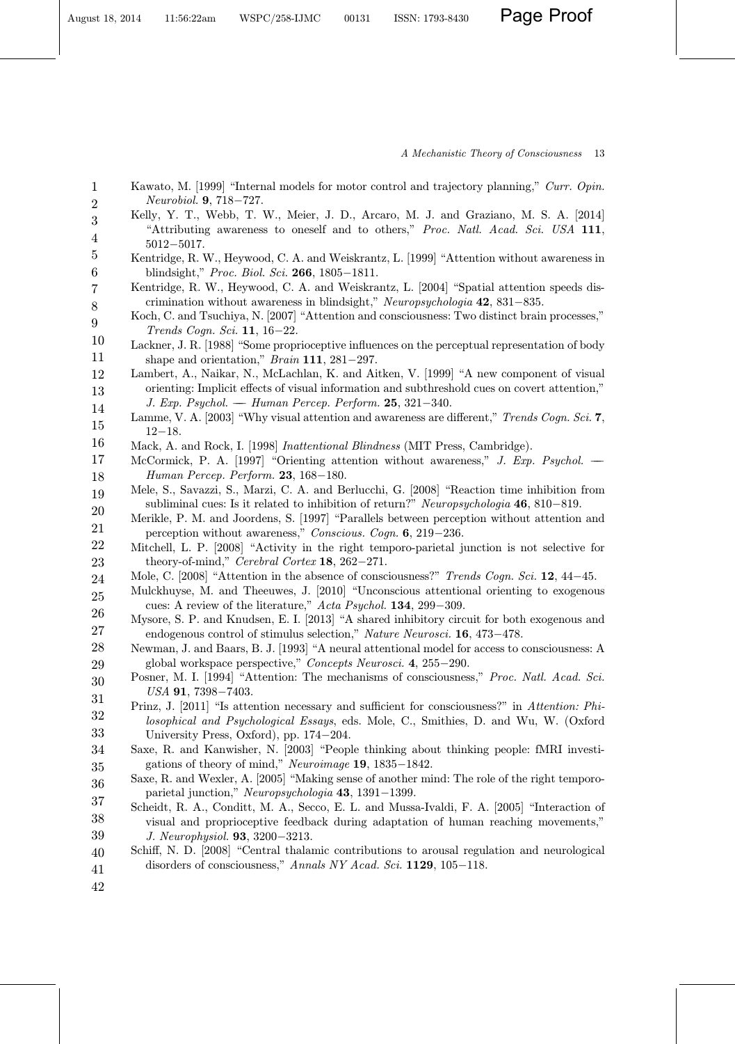Kawato, M. [1999] "Internal models for motor control and trajectory planning," *Curr. Opin. Neurobiol.* **9**, 718–727.

Kelly, Y. T., Webb, T. W., Meier, J. D., Arcaro, M. J. and Graziano, M. S. A. [2014] "Attributing awareness to oneself and to others," *Proc. Natl. Acad. Sci. USA* **111**, 5012–5017.

Kentridge, R. W., Heywood, C. A. and Weiskrantz, L. [1999] "Attention without awareness in blindsight," *Proc. Biol. Sci.* **266**, 1805–1811.

Kentridge, R. W., Heywood, C. A. and Weiskrantz, L. [2004] "Spatial attention speeds discrimination without awareness in blindsight," *Neuropsychologia* **42**, 831–835.

Koch, C. and Tsuchiya, N. [2007] "Attention and consciousness: Two distinct brain processes," *Trends Cogn. Sci.* **11**, 16–22.

Lackner, J. R. [1988] "Some proprioceptive influences on the perceptual representation of body shape and orientation," *Brain* **111**, 281–297.

Lambert, A., Naikar, N., McLachlan, K. and Aitken, V. [1999] "A new component of visual orienting: Implicit effects of visual information and subthreshold cues on covert attention," *J. Exp. Psychol. — Human Percep. Perform.* **25**, 321–340.

Lamme, V. A. [2003] "Why visual attention and awareness are different," *Trends Cogn. Sci.* **7**, 12–18.

Mack, A. and Rock, I. [1998] *Inattentional Blindness* (MIT Press, Cambridge).

McCormick, P. A. [1997] "Orienting attention without awareness," *J. Exp. Psychol. — Human Percep. Perform.* **23**, 168–180.

Mele, S., Savazzi, S., Marzi, C. A. and Berlucchi, G. [2008] "Reaction time inhibition from subliminal cues: Is it related to inhibition of return?" *Neuropsychologia* **46**, 810–819.

Merikle, P. M. and Joordens, S. [1997] "Parallels between perception without attention and perception without awareness," *Conscious. Cogn.* **6**, 219–236.

Mitchell, L. P. [2008] "Activity in the right temporo-parietal junction is not selective for theory-of-mind," *Cerebral Cortex* **18**, 262–271.

Mole, C. [2008] "Attention in the absence of consciousness?" *Trends Cogn. Sci.* **12**, 44–45.

Mulckhuyse, M. and Theeuwes, J. [2010] "Unconscious attentional orienting to exogenous cues: A review of the literature," *Acta Psychol.* **134**, 299–309.

Mysore, S. P. and Knudsen, E. I. [2013] "A shared inhibitory circuit for both exogenous and endogenous control of stimulus selection," *Nature Neurosci.* **16**, 473–478.

Newman, J. and Baars, B. J. [1993] "A neural attentional model for access to consciousness: A global workspace perspective," *Concepts Neurosci.* **4**, 255–290.

Posner, M. I. [1994] "Attention: The mechanisms of consciousness," *Proc. Natl. Acad. Sci. USA* **91**, 7398–7403.

Prinz, J. [2011] "Is attention necessary and sufficient for consciousness?" in *Attention: Philosophical and Psychological Essays*, eds. Mole, C., Smithies, D. and Wu, W. (Oxford University Press, Oxford), pp. 174–204.

Saxe, R. and Kanwisher, N. [2003] "People thinking about thinking people: fMRI investigations of theory of mind," *Neuroimage* **19**, 1835–1842.

Saxe, R. and Wexler, A. [2005] "Making sense of another mind: The role of the right temporo-parietal junction," *Neuropsychologia* **43**, 1391–1399.

Scheidt, R. A., Conditt, M. A., Secco, E. L. and Mussa-Ivaldi, F. A. [2005] "Interaction of visual and proprioceptive feedback during adaptation of human reaching movements," *J. Neurophysiol.* **93**, 3200–3213.

Schiff, N. D. [2008] "Central thalamic contributions to arousal regulation and neurological disorders of consciousness," *Annals NY Acad. Sci.* **1129**, 105–118.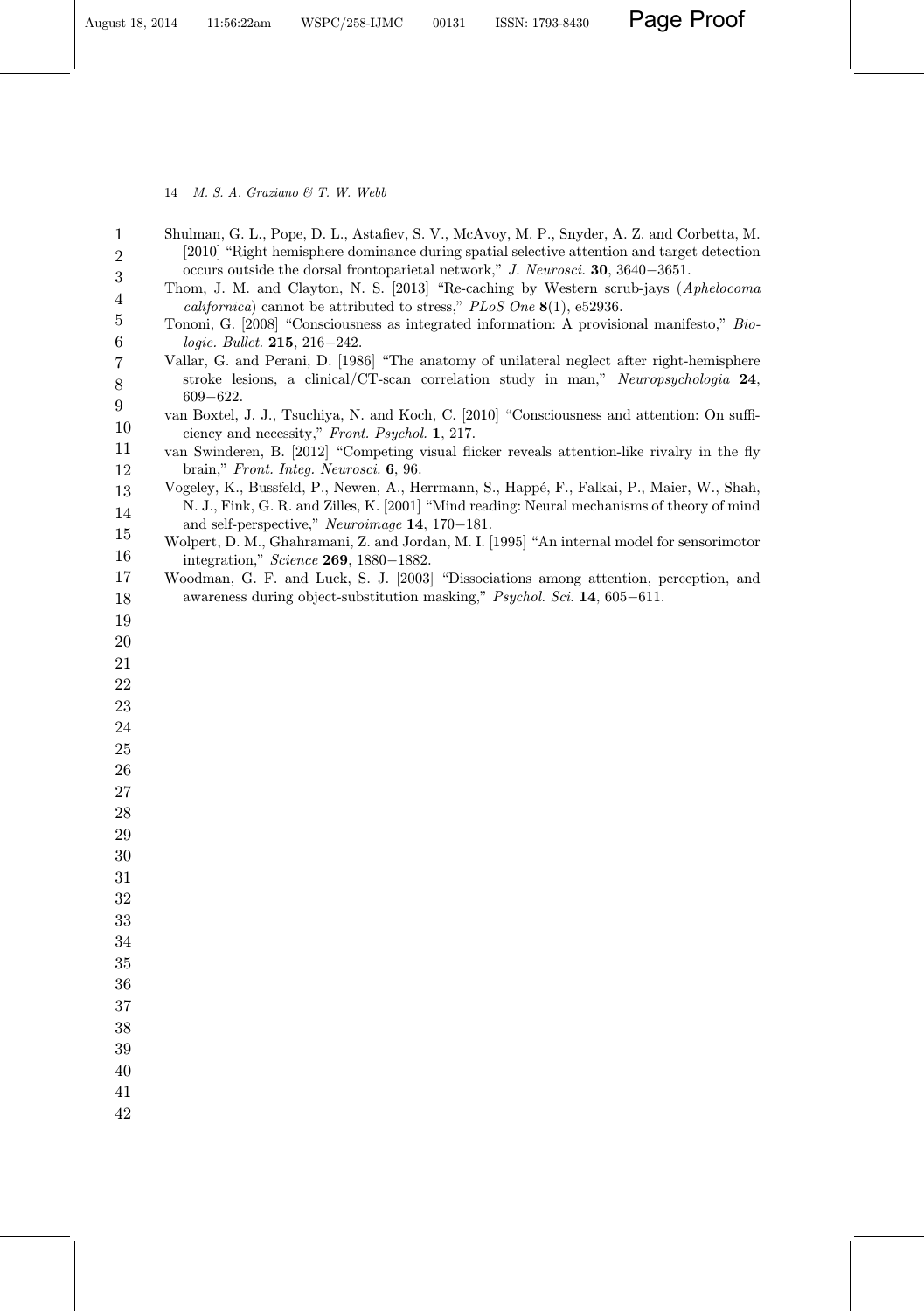Shulman, G. L., Pope, D. L., Astafiev, S. V., McAvoy, M. P., Snyder, A. Z. and Corbetta, M. [2010] "Right hemisphere dominance during spatial selective attention and target detection occurs outside the dorsal frontoparietal network," *J. Neurosci.* **30**, 3640–3651.

Thom, J. M. and Clayton, N. S. [2013] "Re-caching by Western scrub-jays (*Aphelocoma californica*) cannot be attributed to stress," *PLoS One* **8**(1), e52936.

Tononi, G. [2008] "Consciousness as integrated information: A provisional manifesto," *Biologic. Bullet.* **215**, 216–242.

Vallar, G. and Perani, D. [1986] "The anatomy of unilateral neglect after right-hemisphere stroke lesions, a clinical/CT-scan correlation study in man," *Neuropsychologia* **24**, 609–622.

van Boxtel, J. J., Tsuchiya, N. and Koch, C. [2010] "Consciousness and attention: On sufficiency and necessity," *Front. Psychol.* **1**, 217.

van Swinderen, B. [2012] "Competing visual flicker reveals attention-like rivalry in the fly brain," *Front. Integ. Neurosci.* **6**, 96.

Vogeley, K., Bussfeld, P., Newen, A., Herrmann, S., Happé, F., Falkai, P., Maier, W., Shah, N. J., Fink, G. R. and Zilles, K. [2001] "Mind reading: Neural mechanisms of theory of mind and self-perspective," *Neuroimage* **14**, 170–181.

Wolpert, D. M., Ghahramani, Z. and Jordan, M. I. [1995] "An internal model for sensorimotor integration," *Science* **269**, 1880–1882.

Woodman, G. F. and Luck, S. J. [2003] "Dissociations among attention, perception, and awareness during object-substitution masking," *Psychol. Sci.* **14**, 605–611.